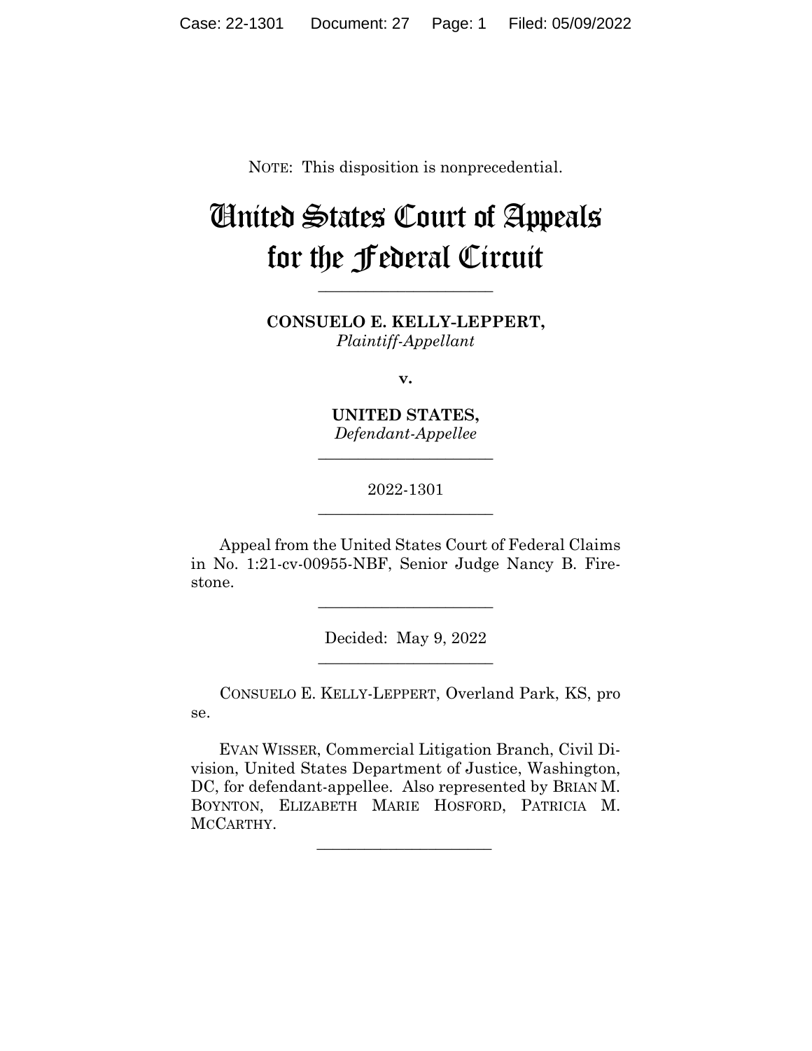NOTE: This disposition is nonprecedential.

# United States Court of Appeals for the Federal Circuit

______________________

**CONSUELO E. KELLY-LEPPERT,**
*Plaintiff-Appellant*

**v.**

**UNITED STATES,**
*Defendant-Appellee*

______________________

2022-1301

______________________

Appeal from the United States Court of Federal Claims in No. 1:21-cv-00955-NBF, Senior Judge Nancy B. Firestone.

______________________

Decided: May 9, 2022

______________________

CONSUELO E. KELLY-LEPPERT, Overland Park, KS, pro se.

EVAN WISSER, Commercial Litigation Branch, Civil Division, United States Department of Justice, Washington, DC, for defendant-appellee. Also represented by BRIAN M. BOYNTON, ELIZABETH MARIE HOSFORD, PATRICIA M. MCCARTHY.

______________________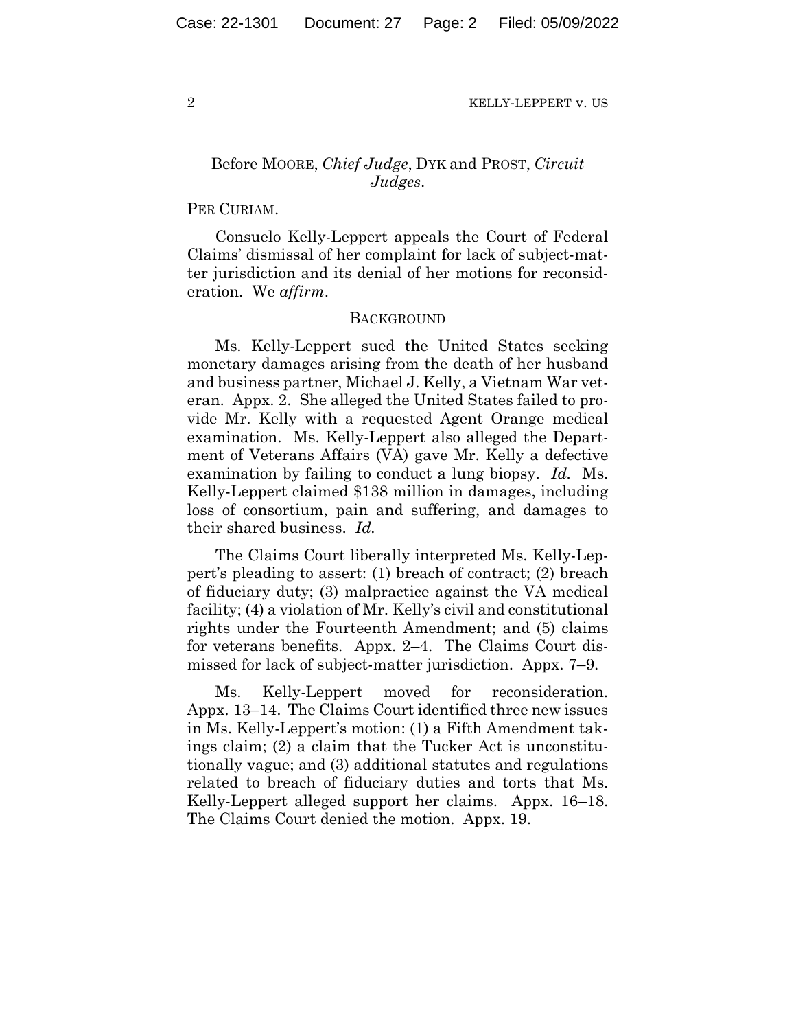Before MOORE, *Chief Judge*, DYK and PROST, *Circuit Judges*.

PER CURIAM.

Consuelo Kelly-Leppert appeals the Court of Federal Claims' dismissal of her complaint for lack of subject-matter jurisdiction and its denial of her motions for reconsideration. We *affirm*.

## BACKGROUND

Ms. Kelly-Leppert sued the United States seeking monetary damages arising from the death of her husband and business partner, Michael J. Kelly, a Vietnam War veteran. Appx. 2. She alleged the United States failed to provide Mr. Kelly with a requested Agent Orange medical examination. Ms. Kelly-Leppert also alleged the Department of Veterans Affairs (VA) gave Mr. Kelly a defective examination by failing to conduct a lung biopsy. *Id.* Ms. Kelly-Leppert claimed $138 million in damages, including loss of consortium, pain and suffering, and damages to their shared business. *Id.*

The Claims Court liberally interpreted Ms. Kelly-Leppert's pleading to assert: (1) breach of contract; (2) breach of fiduciary duty; (3) malpractice against the VA medical facility; (4) a violation of Mr. Kelly's civil and constitutional rights under the Fourteenth Amendment; and (5) claims for veterans benefits. Appx. 2–4. The Claims Court dismissed for lack of subject-matter jurisdiction. Appx. 7–9.

Ms. Kelly-Leppert moved for reconsideration. Appx. 13–14. The Claims Court identified three new issues in Ms. Kelly-Leppert's motion: (1) a Fifth Amendment takings claim; (2) a claim that the Tucker Act is unconstitutionally vague; and (3) additional statutes and regulations related to breach of fiduciary duties and torts that Ms. Kelly-Leppert alleged support her claims. Appx. 16–18. The Claims Court denied the motion. Appx. 19.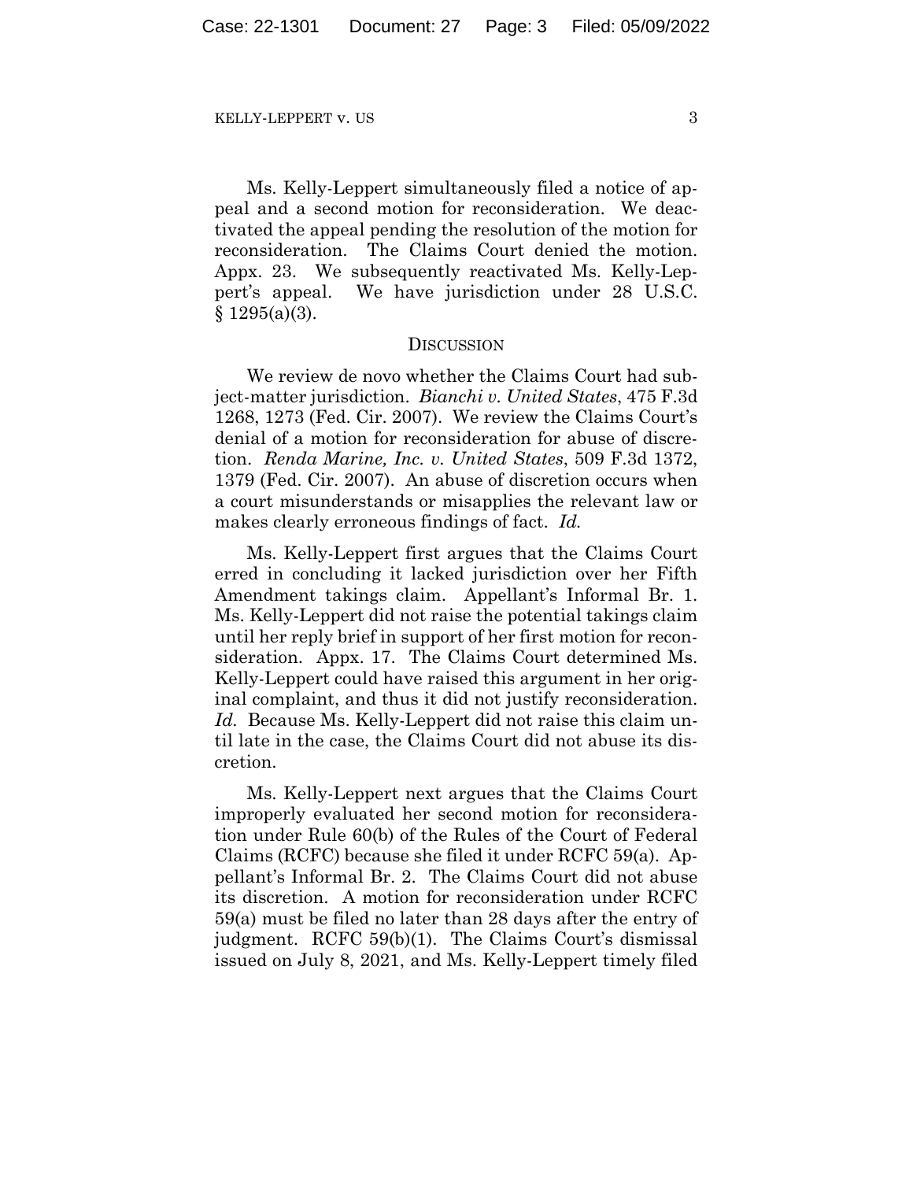Ms. Kelly-Leppert simultaneously filed a notice of appeal and a second motion for reconsideration. We deactivated the appeal pending the resolution of the motion for reconsideration. The Claims Court denied the motion. Appx. 23. We subsequently reactivated Ms. Kelly-Leppert's appeal. We have jurisdiction under 28 U.S.C. § 1295(a)(3).

## DISCUSSION

We review de novo whether the Claims Court had subject-matter jurisdiction. *Bianchi v. United States*, 475 F.3d 1268, 1273 (Fed. Cir. 2007). We review the Claims Court's denial of a motion for reconsideration for abuse of discretion. *Renda Marine, Inc. v. United States*, 509 F.3d 1372, 1379 (Fed. Cir. 2007). An abuse of discretion occurs when a court misunderstands or misapplies the relevant law or makes clearly erroneous findings of fact. *Id.*

Ms. Kelly-Leppert first argues that the Claims Court erred in concluding it lacked jurisdiction over her Fifth Amendment takings claim. Appellant's Informal Br. 1. Ms. Kelly-Leppert did not raise the potential takings claim until her reply brief in support of her first motion for reconsideration. Appx. 17. The Claims Court determined Ms. Kelly-Leppert could have raised this argument in her original complaint, and thus it did not justify reconsideration. *Id.* Because Ms. Kelly-Leppert did not raise this claim until late in the case, the Claims Court did not abuse its discretion.

Ms. Kelly-Leppert next argues that the Claims Court improperly evaluated her second motion for reconsideration under Rule 60(b) of the Rules of the Court of Federal Claims (RCFC) because she filed it under RCFC 59(a). Appellant's Informal Br. 2. The Claims Court did not abuse its discretion. A motion for reconsideration under RCFC 59(a) must be filed no later than 28 days after the entry of judgment. RCFC 59(b)(1). The Claims Court's dismissal issued on July 8, 2021, and Ms. Kelly-Leppert timely filed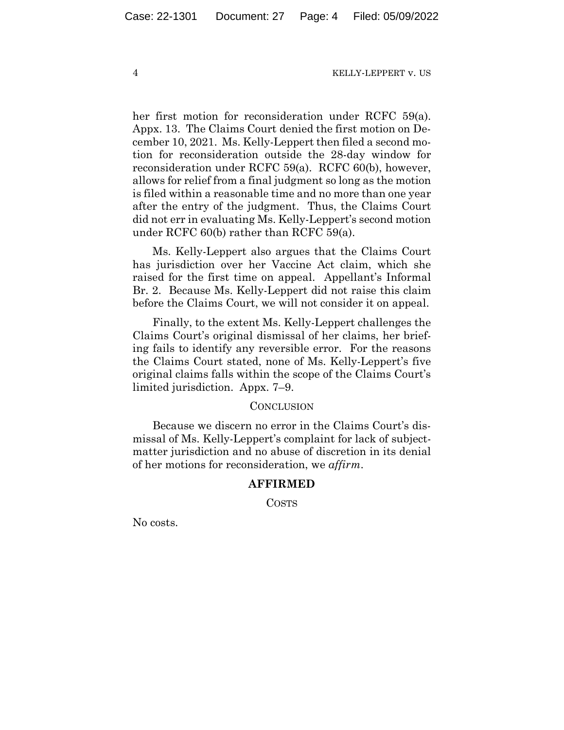her first motion for reconsideration under RCFC 59(a). Appx. 13. The Claims Court denied the first motion on December 10, 2021. Ms. Kelly-Leppert then filed a second motion for reconsideration outside the 28-day window for reconsideration under RCFC 59(a). RCFC 60(b), however, allows for relief from a final judgment so long as the motion is filed within a reasonable time and no more than one year after the entry of the judgment. Thus, the Claims Court did not err in evaluating Ms. Kelly-Leppert's second motion under RCFC 60(b) rather than RCFC 59(a).

Ms. Kelly-Leppert also argues that the Claims Court has jurisdiction over her Vaccine Act claim, which she raised for the first time on appeal. Appellant's Informal Br. 2. Because Ms. Kelly-Leppert did not raise this claim before the Claims Court, we will not consider it on appeal.

Finally, to the extent Ms. Kelly-Leppert challenges the Claims Court's original dismissal of her claims, her briefing fails to identify any reversible error. For the reasons the Claims Court stated, none of Ms. Kelly-Leppert's five original claims falls within the scope of the Claims Court's limited jurisdiction. Appx. 7–9.

## CONCLUSION

Because we discern no error in the Claims Court's dismissal of Ms. Kelly-Leppert's complaint for lack of subject-matter jurisdiction and no abuse of discretion in its denial of her motions for reconsideration, we *affirm*.

## **AFFIRMED**

## COSTS

No costs.